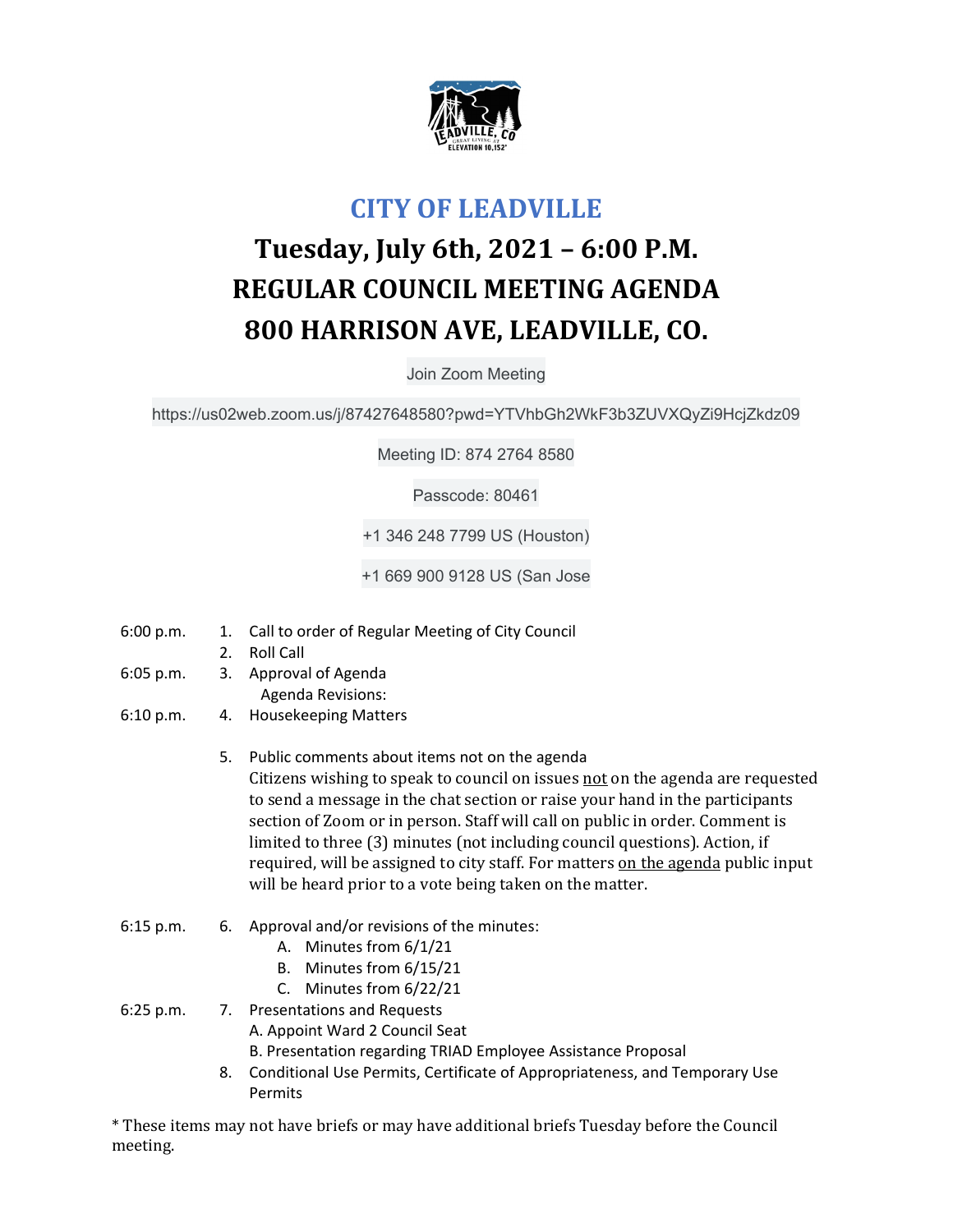# CITY OF LEADVILLE

## Tuesday, July 6th, 2021 – 6:00 P.M.
## REGULAR COUNCIL MEETING AGENDA
## 800 HARRISON AVE, LEADVILLE, CO.

Join Zoom Meeting

https://us02web.zoom.us/j/87427648580?pwd=YTVhbGh2WkF3b3ZUVXQyZi9HcjZkdz09

Meeting ID: 874 2764 8580

Passcode: 80461

+1 346 248 7799 US (Houston)

+1 669 900 9128 US (San Jose

6:00 p.m. 1. Call to order of Regular Meeting of City Council

2. Roll Call

6:05 p.m. 3. Approval of Agenda
   Agenda Revisions:

6:10 p.m. 4. Housekeeping Matters

5. Public comments about items not on the agenda
   Citizens wishing to speak to council on issues not on the agenda are requested to send a message in the chat section or raise your hand in the participants section of Zoom or in person. Staff will call on public in order. Comment is limited to three (3) minutes (not including council questions). Action, if required, will be assigned to city staff. For matters on the agenda public input will be heard prior to a vote being taken on the matter.

6:15 p.m. 6. Approval and/or revisions of the minutes:
   - A. Minutes from 6/1/21
   - B. Minutes from 6/15/21
   - C. Minutes from 6/22/21

6:25 p.m. 7. Presentations and Requests
   - A. Appoint Ward 2 Council Seat
   - B. Presentation regarding TRIAD Employee Assistance Proposal

8. Conditional Use Permits, Certificate of Appropriateness, and Temporary Use Permits

* These items may not have briefs or may have additional briefs Tuesday before the Council meeting.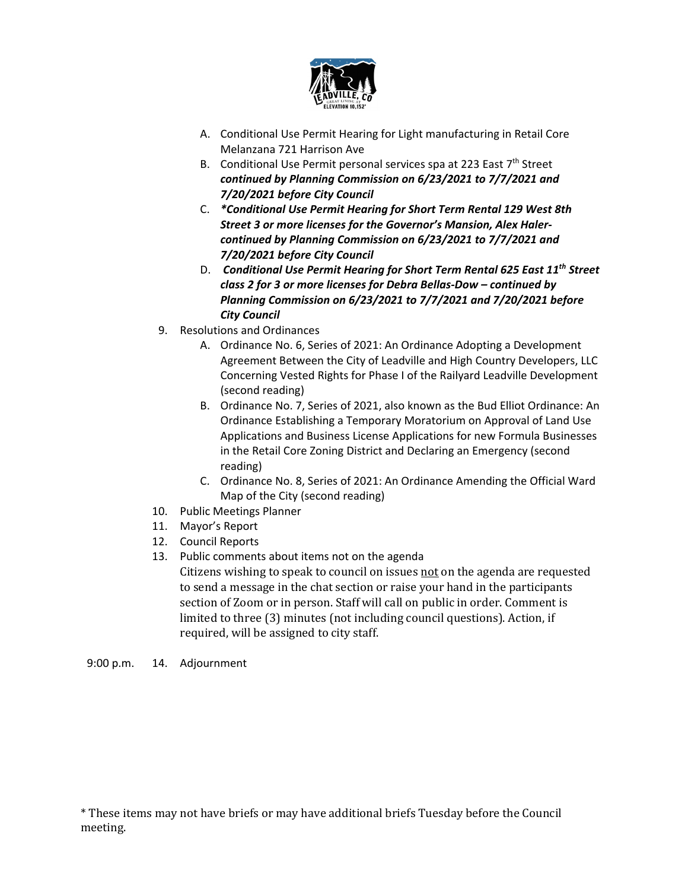A. Conditional Use Permit Hearing for Light manufacturing in Retail Core Melanzana 721 Harrison Ave
B. Conditional Use Permit personal services spa at 223 East 7th Street ***continued by Planning Commission on 6/23/2021 to 7/7/2021 and 7/20/2021 before City Council***
C. ****Conditional Use Permit Hearing for Short Term Rental 129 West 8th Street 3 or more licenses for the Governor's Mansion, Alex Haler- continued by Planning Commission on 6/23/2021 to 7/7/2021 and 7/20/2021 before City Council***
D. ***Conditional Use Permit Hearing for Short Term Rental 625 East 11th Street class 2 for 3 or more licenses for Debra Bellas-Dow – continued by Planning Commission on 6/23/2021 to 7/7/2021 and 7/20/2021 before City Council***

9. Resolutions and Ordinances
   A. Ordinance No. 6, Series of 2021: An Ordinance Adopting a Development Agreement Between the City of Leadville and High Country Developers, LLC Concerning Vested Rights for Phase I of the Railyard Leadville Development (second reading)
   B. Ordinance No. 7, Series of 2021, also known as the Bud Elliot Ordinance: An Ordinance Establishing a Temporary Moratorium on Approval of Land Use Applications and Business License Applications for new Formula Businesses in the Retail Core Zoning District and Declaring an Emergency (second reading)
   C. Ordinance No. 8, Series of 2021: An Ordinance Amending the Official Ward Map of the City (second reading)
10. Public Meetings Planner
11. Mayor's Report
12. Council Reports
13. Public comments about items not on the agenda
    Citizens wishing to speak to council on issues not on the agenda are requested to send a message in the chat section or raise your hand in the participants section of Zoom or in person. Staff will call on public in order. Comment is limited to three (3) minutes (not including council questions). Action, if required, will be assigned to city staff.

9:00 p.m. 14. Adjournment

* These items may not have briefs or may have additional briefs Tuesday before the Council meeting.